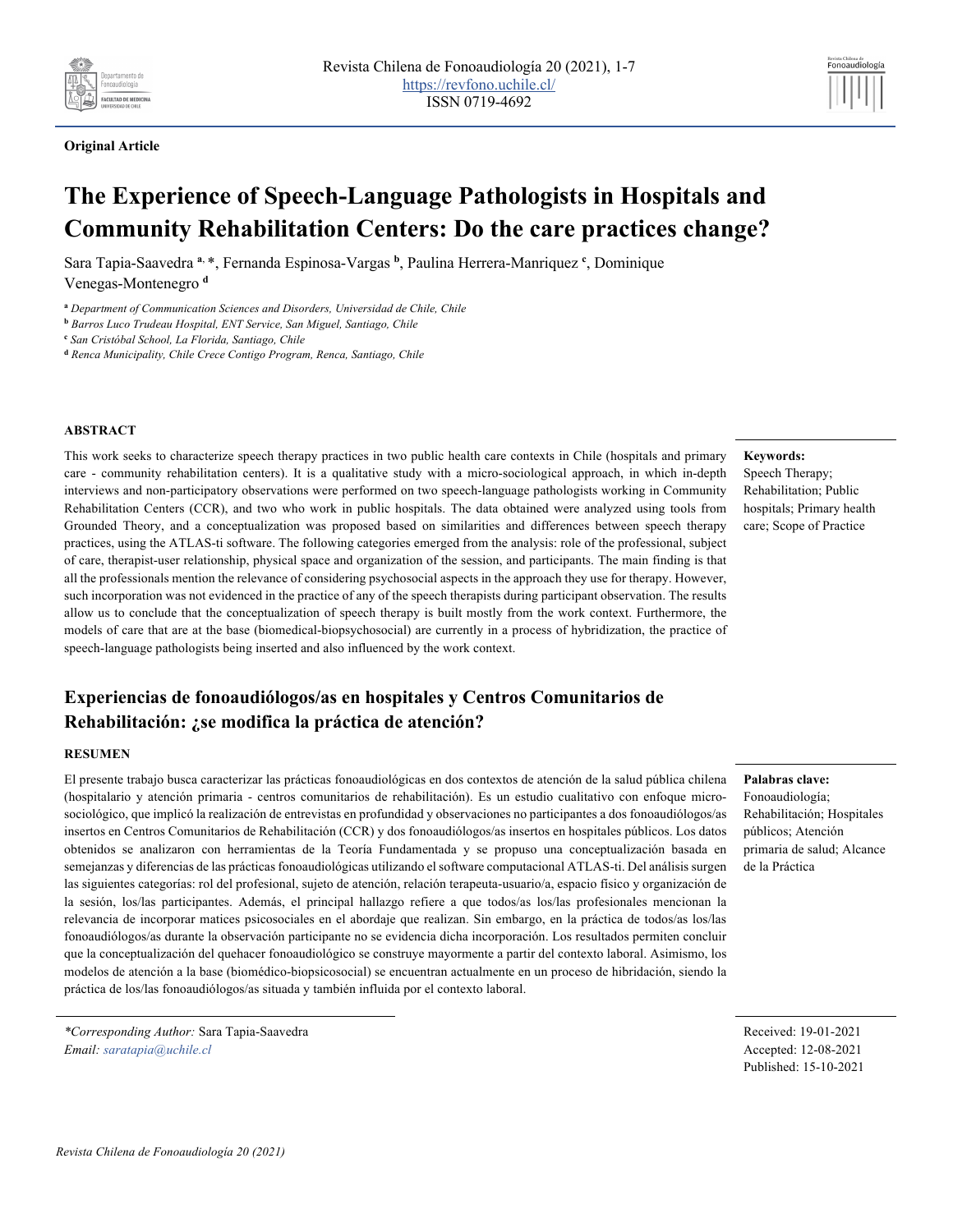**Original Article**

# The Experience of Speech-Language Pathologists in Hospitals and Community Rehabilitation Centers: Do the care practices change?

Sara Tapia-Saavedra [a,*], Fernanda Espinosa-Vargas [b], Paulina Herrera-Manriquez [c], Dominique Venegas-Montenegro [d]

[a] *Department of Communication Sciences and Disorders, Universidad de Chile, Chile*
[b] *Barros Luco Trudeau Hospital, ENT Service, San Miguel, Santiago, Chile*
[c] *San Cristóbal School, La Florida, Santiago, Chile*
[d] *Renca Municipality, Chile Crece Contigo Program, Renca, Santiago, Chile*

### ABSTRACT

This work seeks to characterize speech therapy practices in two public health care contexts in Chile (hospitals and primary care - community rehabilitation centers). It is a qualitative study with a micro-sociological approach, in which in-depth interviews and non-participatory observations were performed on two speech-language pathologists working in Community Rehabilitation Centers (CCR), and two who work in public hospitals. The data obtained were analyzed using tools from Grounded Theory, and a conceptualization was proposed based on similarities and differences between speech therapy practices, using the ATLAS-ti software. The following categories emerged from the analysis: role of the professional, subject of care, therapist-user relationship, physical space and organization of the session, and participants. The main finding is that all the professionals mention the relevance of considering psychosocial aspects in the approach they use for therapy. However, such incorporation was not evidenced in the practice of any of the speech therapists during participant observation. The results allow us to conclude that the conceptualization of speech therapy is built mostly from the work context. Furthermore, the models of care that are at the base (biomedical-biopsychosocial) are currently in a process of hybridization, the practice of speech-language pathologists being inserted and also influenced by the work context.

**Keywords:**
Speech Therapy; Rehabilitation; Public hospitals; Primary health care; Scope of Practice

## Experiencias de fonoaudiólogos/as en hospitales y Centros Comunitarios de Rehabilitación: ¿se modifica la práctica de atención?

### RESUMEN

El presente trabajo busca caracterizar las prácticas fonoaudiológicas en dos contextos de atención de la salud pública chilena (hospitalario y atención primaria - centros comunitarios de rehabilitación). Es un estudio cualitativo con enfoque micro-sociológico, que implicó la realización de entrevistas en profundidad y observaciones no participantes a dos fonoaudiólogos/as insertos en Centros Comunitarios de Rehabilitación (CCR) y dos fonoaudiólogos/as insertos en hospitales públicos. Los datos obtenidos se analizaron con herramientas de la Teoría Fundamentada y se propuso una conceptualización basada en semejanzas y diferencias de las prácticas fonoaudiológicas utilizando el software computacional ATLAS-ti. Del análisis surgen las siguientes categorías: rol del profesional, sujeto de atención, relación terapeuta-usuario/a, espacio físico y organización de la sesión, los/las participantes. Además, el principal hallazgo refiere a que todos/as los/las profesionales mencionan la relevancia de incorporar matices psicosociales en el abordaje que realizan. Sin embargo, en la práctica de todos/as los/las fonoaudiólogos/as durante la observación participante no se evidencia dicha incorporación. Los resultados permiten concluir que la conceptualización del quehacer fonoaudiológico se construye mayormente a partir del contexto laboral. Asimismo, los modelos de atención a la base (biomédico-biopsicosocial) se encuentran actualmente en un proceso de hibridación, siendo la práctica de los/las fonoaudiólogos/as situada y también influida por el contexto laboral.

**Palabras clave:**
Fonoaudiología; Rehabilitación; Hospitales públicos; Atención primaria de salud; Alcance de la Práctica

*\*Corresponding Author:* Sara Tapia-Saavedra
*Email: saratapia@uchile.cl*

Received: 19-01-2021
Accepted: 12-08-2021
Published: 15-10-2021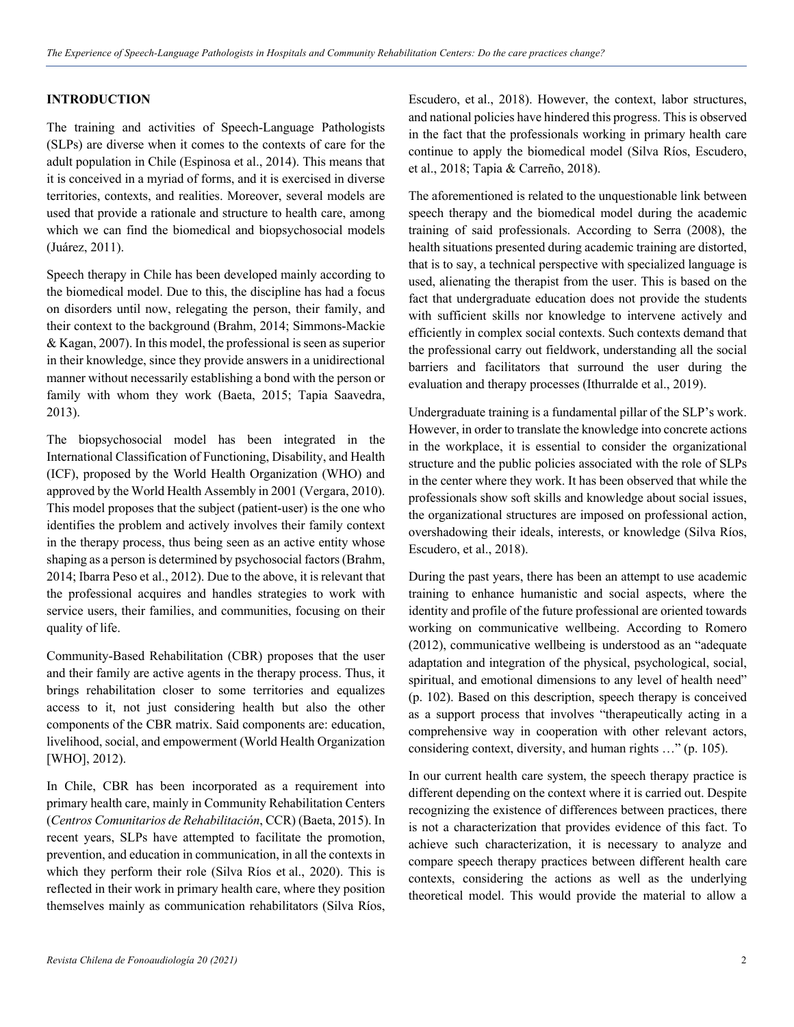## INTRODUCTION

The training and activities of Speech-Language Pathologists (SLPs) are diverse when it comes to the contexts of care for the adult population in Chile (Espinosa et al., 2014). This means that it is conceived in a myriad of forms, and it is exercised in diverse territories, contexts, and realities. Moreover, several models are used that provide a rationale and structure to health care, among which we can find the biomedical and biopsychosocial models (Juárez, 2011).

Speech therapy in Chile has been developed mainly according to the biomedical model. Due to this, the discipline has had a focus on disorders until now, relegating the person, their family, and their context to the background (Brahm, 2014; Simmons-Mackie & Kagan, 2007). In this model, the professional is seen as superior in their knowledge, since they provide answers in a unidirectional manner without necessarily establishing a bond with the person or family with whom they work (Baeta, 2015; Tapia Saavedra, 2013).

The biopsychosocial model has been integrated in the International Classification of Functioning, Disability, and Health (ICF), proposed by the World Health Organization (WHO) and approved by the World Health Assembly in 2001 (Vergara, 2010). This model proposes that the subject (patient-user) is the one who identifies the problem and actively involves their family context in the therapy process, thus being seen as an active entity whose shaping as a person is determined by psychosocial factors (Brahm, 2014; Ibarra Peso et al., 2012). Due to the above, it is relevant that the professional acquires and handles strategies to work with service users, their families, and communities, focusing on their quality of life.

Community-Based Rehabilitation (CBR) proposes that the user and their family are active agents in the therapy process. Thus, it brings rehabilitation closer to some territories and equalizes access to it, not just considering health but also the other components of the CBR matrix. Said components are: education, livelihood, social, and empowerment (World Health Organization [WHO], 2012).

In Chile, CBR has been incorporated as a requirement into primary health care, mainly in Community Rehabilitation Centers (*Centros Comunitarios de Rehabilitación*, CCR) (Baeta, 2015). In recent years, SLPs have attempted to facilitate the promotion, prevention, and education in communication, in all the contexts in which they perform their role (Silva Ríos et al., 2020). This is reflected in their work in primary health care, where they position themselves mainly as communication rehabilitators (Silva Ríos, Escudero, et al., 2018). However, the context, labor structures, and national policies have hindered this progress. This is observed in the fact that the professionals working in primary health care continue to apply the biomedical model (Silva Ríos, Escudero, et al., 2018; Tapia & Carreño, 2018).

The aforementioned is related to the unquestionable link between speech therapy and the biomedical model during the academic training of said professionals. According to Serra (2008), the health situations presented during academic training are distorted, that is to say, a technical perspective with specialized language is used, alienating the therapist from the user. This is based on the fact that undergraduate education does not provide the students with sufficient skills nor knowledge to intervene actively and efficiently in complex social contexts. Such contexts demand that the professional carry out fieldwork, understanding all the social barriers and facilitators that surround the user during the evaluation and therapy processes (Ithurralde et al., 2019).

Undergraduate training is a fundamental pillar of the SLP's work. However, in order to translate the knowledge into concrete actions in the workplace, it is essential to consider the organizational structure and the public policies associated with the role of SLPs in the center where they work. It has been observed that while the professionals show soft skills and knowledge about social issues, the organizational structures are imposed on professional action, overshadowing their ideals, interests, or knowledge (Silva Ríos, Escudero, et al., 2018).

During the past years, there has been an attempt to use academic training to enhance humanistic and social aspects, where the identity and profile of the future professional are oriented towards working on communicative wellbeing. According to Romero (2012), communicative wellbeing is understood as an "adequate adaptation and integration of the physical, psychological, social, spiritual, and emotional dimensions to any level of health need" (p. 102). Based on this description, speech therapy is conceived as a support process that involves "therapeutically acting in a comprehensive way in cooperation with other relevant actors, considering context, diversity, and human rights …" (p. 105).

In our current health care system, the speech therapy practice is different depending on the context where it is carried out. Despite recognizing the existence of differences between practices, there is not a characterization that provides evidence of this fact. To achieve such characterization, it is necessary to analyze and compare speech therapy practices between different health care contexts, considering the actions as well as the underlying theoretical model. This would provide the material to allow a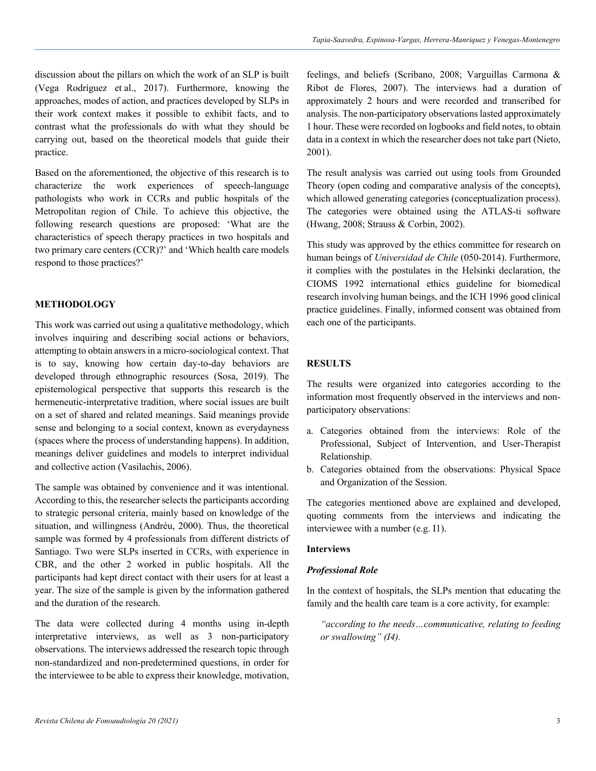discussion about the pillars on which the work of an SLP is built (Vega Rodríguez et al., 2017). Furthermore, knowing the approaches, modes of action, and practices developed by SLPs in their work context makes it possible to exhibit facts, and to contrast what the professionals do with what they should be carrying out, based on the theoretical models that guide their practice.

Based on the aforementioned, the objective of this research is to characterize the work experiences of speech-language pathologists who work in CCRs and public hospitals of the Metropolitan region of Chile. To achieve this objective, the following research questions are proposed: 'What are the characteristics of speech therapy practices in two hospitals and two primary care centers (CCR)?' and 'Which health care models respond to those practices?'

## METHODOLOGY

This work was carried out using a qualitative methodology, which involves inquiring and describing social actions or behaviors, attempting to obtain answers in a micro-sociological context. That is to say, knowing how certain day-to-day behaviors are developed through ethnographic resources (Sosa, 2019). The epistemological perspective that supports this research is the hermeneutic-interpretative tradition, where social issues are built on a set of shared and related meanings. Said meanings provide sense and belonging to a social context, known as everydayness (spaces where the process of understanding happens). In addition, meanings deliver guidelines and models to interpret individual and collective action (Vasilachis, 2006).

The sample was obtained by convenience and it was intentional. According to this, the researcher selects the participants according to strategic personal criteria, mainly based on knowledge of the situation, and willingness (Andréu, 2000). Thus, the theoretical sample was formed by 4 professionals from different districts of Santiago. Two were SLPs inserted in CCRs, with experience in CBR, and the other 2 worked in public hospitals. All the participants had kept direct contact with their users for at least a year. The size of the sample is given by the information gathered and the duration of the research.

The data were collected during 4 months using in-depth interpretative interviews, as well as 3 non-participatory observations. The interviews addressed the research topic through non-standardized and non-predetermined questions, in order for the interviewee to be able to express their knowledge, motivation, feelings, and beliefs (Scribano, 2008; Varguillas Carmona & Ribot de Flores, 2007). The interviews had a duration of approximately 2 hours and were recorded and transcribed for analysis. The non-participatory observations lasted approximately 1 hour. These were recorded on logbooks and field notes, to obtain data in a context in which the researcher does not take part (Nieto, 2001).

The result analysis was carried out using tools from Grounded Theory (open coding and comparative analysis of the concepts), which allowed generating categories (conceptualization process). The categories were obtained using the ATLAS-ti software (Hwang, 2008; Strauss & Corbin, 2002).

This study was approved by the ethics committee for research on human beings of *Universidad de Chile* (050-2014). Furthermore, it complies with the postulates in the Helsinki declaration, the CIOMS 1992 international ethics guideline for biomedical research involving human beings, and the ICH 1996 good clinical practice guidelines. Finally, informed consent was obtained from each one of the participants.

## RESULTS

The results were organized into categories according to the information most frequently observed in the interviews and non-participatory observations:

a. Categories obtained from the interviews: Role of the Professional, Subject of Intervention, and User-Therapist Relationship.
b. Categories obtained from the observations: Physical Space and Organization of the Session.

The categories mentioned above are explained and developed, quoting comments from the interviews and indicating the interviewee with a number (e.g. I1).

### Interviews

#### *Professional Role*

In the context of hospitals, the SLPs mention that educating the family and the health care team is a core activity, for example:

> *"according to the needs…communicative, relating to feeding or swallowing" (I4).*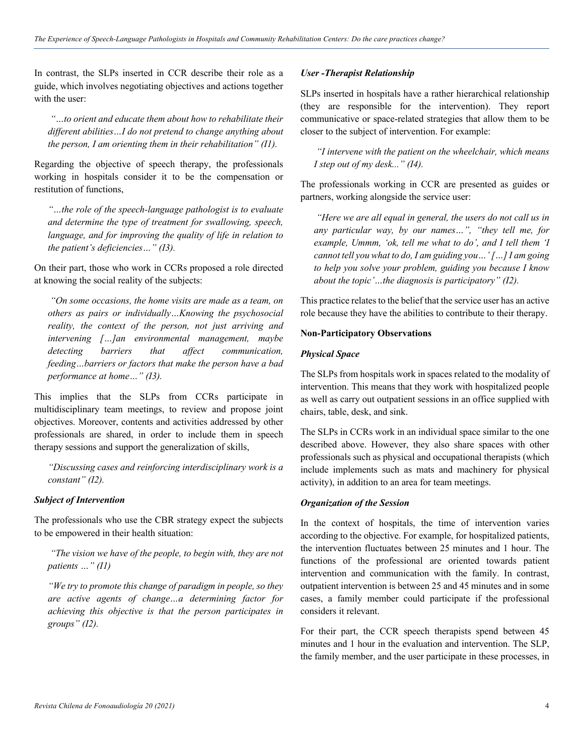In contrast, the SLPs inserted in CCR describe their role as a guide, which involves negotiating objectives and actions together with the user:

> *"…to orient and educate them about how to rehabilitate their different abilities…I do not pretend to change anything about the person, I am orienting them in their rehabilitation" (I1).*

Regarding the objective of speech therapy, the professionals working in hospitals consider it to be the compensation or restitution of functions,

> *"…the role of the speech-language pathologist is to evaluate and determine the type of treatment for swallowing, speech, language, and for improving the quality of life in relation to the patient's deficiencies…" (I3).*

On their part, those who work in CCRs proposed a role directed at knowing the social reality of the subjects:

> *"On some occasions, the home visits are made as a team, on others as pairs or individually…Knowing the psychosocial reality, the context of the person, not just arriving and intervening […]an environmental management, maybe detecting barriers that affect communication, feeding…barriers or factors that make the person have a bad performance at home…" (I3).*

This implies that the SLPs from CCRs participate in multidisciplinary team meetings, to review and propose joint objectives. Moreover, contents and activities addressed by other professionals are shared, in order to include them in speech therapy sessions and support the generalization of skills,

> *"Discussing cases and reinforcing interdisciplinary work is a constant" (I2).*

***Subject of Intervention***

The professionals who use the CBR strategy expect the subjects to be empowered in their health situation:

> *"The vision we have of the people, to begin with, they are not patients …" (I1)*

> *"We try to promote this change of paradigm in people, so they are active agents of change…a determining factor for achieving this objective is that the person participates in groups" (I2).*

***User -Therapist Relationship***

SLPs inserted in hospitals have a rather hierarchical relationship (they are responsible for the intervention). They report communicative or space-related strategies that allow them to be closer to the subject of intervention. For example:

> *"I intervene with the patient on the wheelchair, which means I step out of my desk..." (I4).*

The professionals working in CCR are presented as guides or partners, working alongside the service user:

> *"Here we are all equal in general, the users do not call us in any particular way, by our names…", "they tell me, for example, Ummm, 'ok, tell me what to do', and I tell them 'I cannot tell you what to do, I am guiding you…' […] I am going to help you solve your problem, guiding you because I know about the topic'…the diagnosis is participatory" (I2).*

This practice relates to the belief that the service user has an active role because they have the abilities to contribute to their therapy.

**Non-Participatory Observations**

***Physical Space***

The SLPs from hospitals work in spaces related to the modality of intervention. This means that they work with hospitalized people as well as carry out outpatient sessions in an office supplied with chairs, table, desk, and sink.

The SLPs in CCRs work in an individual space similar to the one described above. However, they also share spaces with other professionals such as physical and occupational therapists (which include implements such as mats and machinery for physical activity), in addition to an area for team meetings.

***Organization of the Session***

In the context of hospitals, the time of intervention varies according to the objective. For example, for hospitalized patients, the intervention fluctuates between 25 minutes and 1 hour. The functions of the professional are oriented towards patient intervention and communication with the family. In contrast, outpatient intervention is between 25 and 45 minutes and in some cases, a family member could participate if the professional considers it relevant.

For their part, the CCR speech therapists spend between 45 minutes and 1 hour in the evaluation and intervention. The SLP, the family member, and the user participate in these processes, in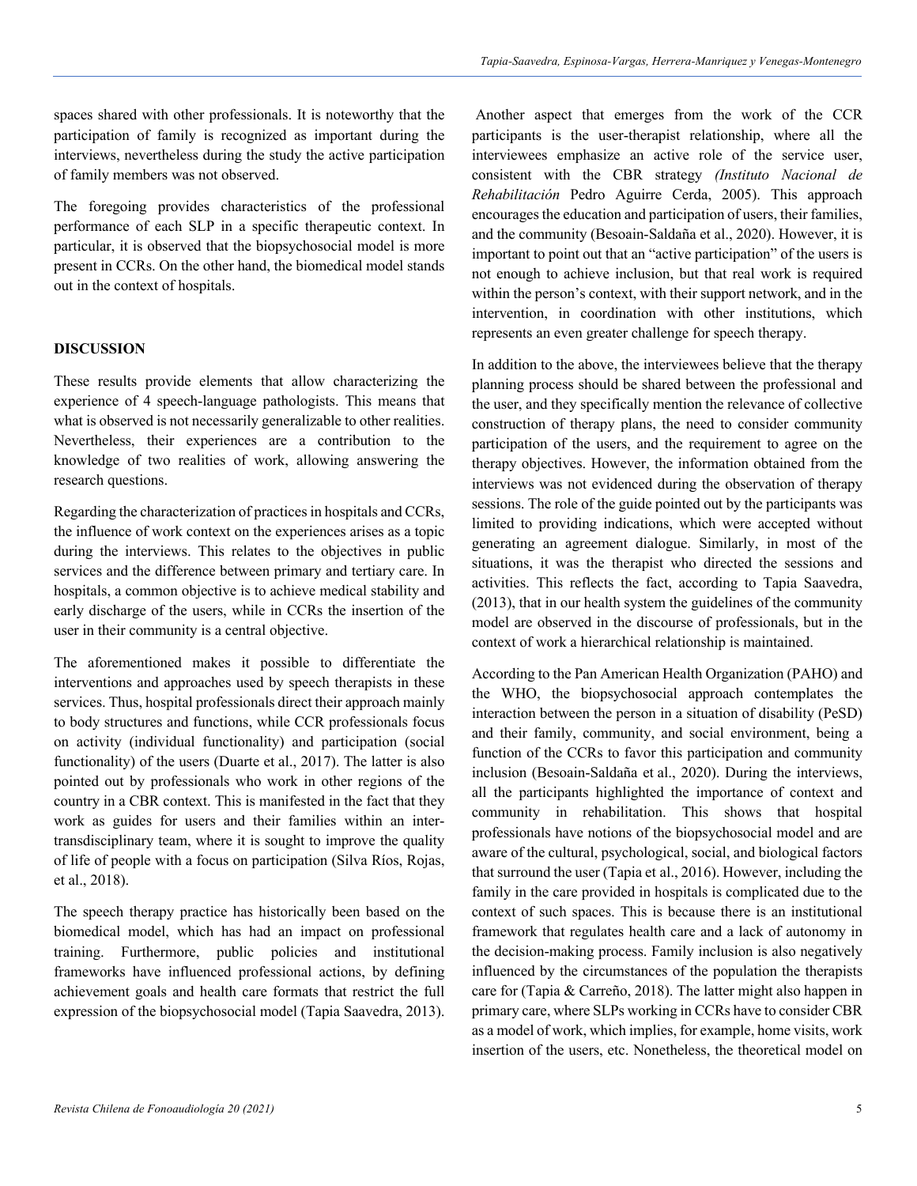spaces shared with other professionals. It is noteworthy that the participation of family is recognized as important during the interviews, nevertheless during the study the active participation of family members was not observed.

The foregoing provides characteristics of the professional performance of each SLP in a specific therapeutic context. In particular, it is observed that the biopsychosocial model is more present in CCRs. On the other hand, the biomedical model stands out in the context of hospitals.

## DISCUSSION

These results provide elements that allow characterizing the experience of 4 speech-language pathologists. This means that what is observed is not necessarily generalizable to other realities. Nevertheless, their experiences are a contribution to the knowledge of two realities of work, allowing answering the research questions.

Regarding the characterization of practices in hospitals and CCRs, the influence of work context on the experiences arises as a topic during the interviews. This relates to the objectives in public services and the difference between primary and tertiary care. In hospitals, a common objective is to achieve medical stability and early discharge of the users, while in CCRs the insertion of the user in their community is a central objective.

The aforementioned makes it possible to differentiate the interventions and approaches used by speech therapists in these services. Thus, hospital professionals direct their approach mainly to body structures and functions, while CCR professionals focus on activity (individual functionality) and participation (social functionality) of the users (Duarte et al., 2017). The latter is also pointed out by professionals who work in other regions of the country in a CBR context. This is manifested in the fact that they work as guides for users and their families within an inter-transdisciplinary team, where it is sought to improve the quality of life of people with a focus on participation (Silva Ríos, Rojas, et al., 2018).

The speech therapy practice has historically been based on the biomedical model, which has had an impact on professional training. Furthermore, public policies and institutional frameworks have influenced professional actions, by defining achievement goals and health care formats that restrict the full expression of the biopsychosocial model (Tapia Saavedra, 2013).

Another aspect that emerges from the work of the CCR participants is the user-therapist relationship, where all the interviewees emphasize an active role of the service user, consistent with the CBR strategy *(Instituto Nacional de Rehabilitación* Pedro Aguirre Cerda, 2005). This approach encourages the education and participation of users, their families, and the community (Besoain-Saldaña et al., 2020). However, it is important to point out that an "active participation" of the users is not enough to achieve inclusion, but that real work is required within the person's context, with their support network, and in the intervention, in coordination with other institutions, which represents an even greater challenge for speech therapy.

In addition to the above, the interviewees believe that the therapy planning process should be shared between the professional and the user, and they specifically mention the relevance of collective construction of therapy plans, the need to consider community participation of the users, and the requirement to agree on the therapy objectives. However, the information obtained from the interviews was not evidenced during the observation of therapy sessions. The role of the guide pointed out by the participants was limited to providing indications, which were accepted without generating an agreement dialogue. Similarly, in most of the situations, it was the therapist who directed the sessions and activities. This reflects the fact, according to Tapia Saavedra, (2013), that in our health system the guidelines of the community model are observed in the discourse of professionals, but in the context of work a hierarchical relationship is maintained.

According to the Pan American Health Organization (PAHO) and the WHO, the biopsychosocial approach contemplates the interaction between the person in a situation of disability (PeSD) and their family, community, and social environment, being a function of the CCRs to favor this participation and community inclusion (Besoain-Saldaña et al., 2020). During the interviews, all the participants highlighted the importance of context and community in rehabilitation. This shows that hospital professionals have notions of the biopsychosocial model and are aware of the cultural, psychological, social, and biological factors that surround the user (Tapia et al., 2016). However, including the family in the care provided in hospitals is complicated due to the context of such spaces. This is because there is an institutional framework that regulates health care and a lack of autonomy in the decision-making process. Family inclusion is also negatively influenced by the circumstances of the population the therapists care for (Tapia & Carreño, 2018). The latter might also happen in primary care, where SLPs working in CCRs have to consider CBR as a model of work, which implies, for example, home visits, work insertion of the users, etc. Nonetheless, the theoretical model on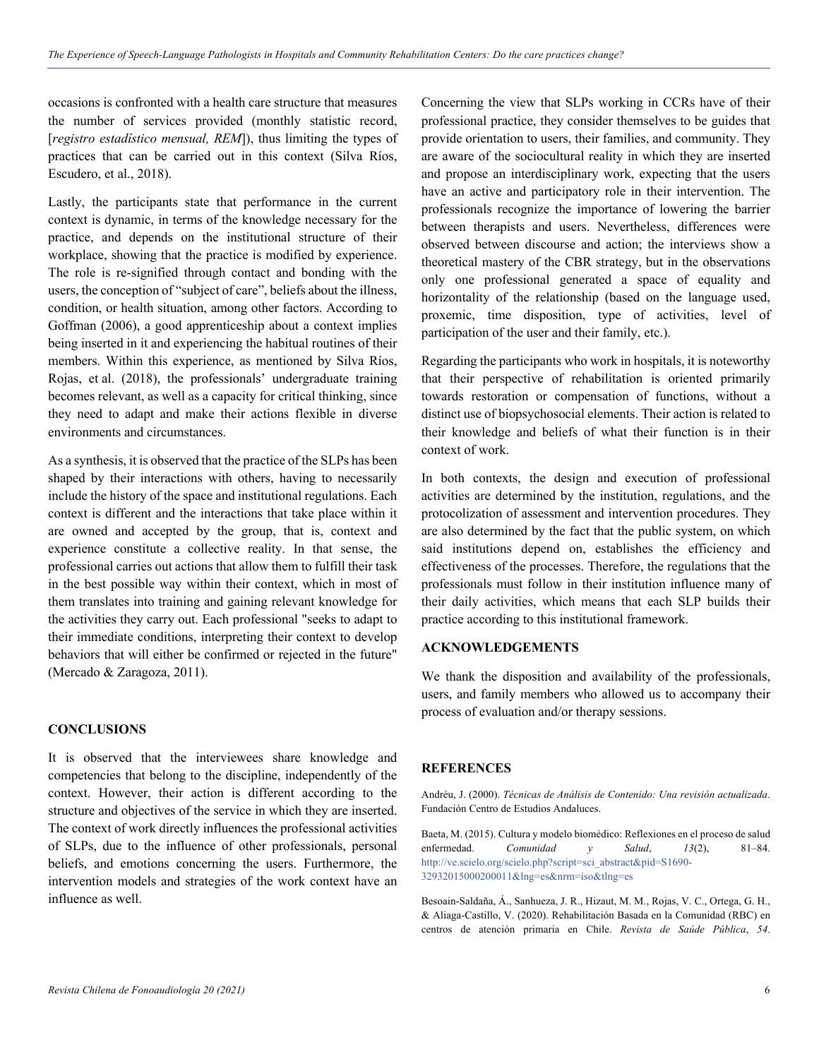occasions is confronted with a health care structure that measures the number of services provided (monthly statistic record, [*registro estadístico mensual, REM*]), thus limiting the types of practices that can be carried out in this context (Silva Ríos, Escudero, et al., 2018).

Lastly, the participants state that performance in the current context is dynamic, in terms of the knowledge necessary for the practice, and depends on the institutional structure of their workplace, showing that the practice is modified by experience. The role is re-signified through contact and bonding with the users, the conception of "subject of care", beliefs about the illness, condition, or health situation, among other factors. According to Goffman (2006), a good apprenticeship about a context implies being inserted in it and experiencing the habitual routines of their members. Within this experience, as mentioned by Silva Ríos, Rojas, et al. (2018), the professionals' undergraduate training becomes relevant, as well as a capacity for critical thinking, since they need to adapt and make their actions flexible in diverse environments and circumstances.

As a synthesis, it is observed that the practice of the SLPs has been shaped by their interactions with others, having to necessarily include the history of the space and institutional regulations. Each context is different and the interactions that take place within it are owned and accepted by the group, that is, context and experience constitute a collective reality. In that sense, the professional carries out actions that allow them to fulfill their task in the best possible way within their context, which in most of them translates into training and gaining relevant knowledge for the activities they carry out. Each professional "seeks to adapt to their immediate conditions, interpreting their context to develop behaviors that will either be confirmed or rejected in the future" (Mercado & Zaragoza, 2011).

## CONCLUSIONS

It is observed that the interviewees share knowledge and competencies that belong to the discipline, independently of the context. However, their action is different according to the structure and objectives of the service in which they are inserted. The context of work directly influences the professional activities of SLPs, due to the influence of other professionals, personal beliefs, and emotions concerning the users. Furthermore, the intervention models and strategies of the work context have an influence as well.

Concerning the view that SLPs working in CCRs have of their professional practice, they consider themselves to be guides that provide orientation to users, their families, and community. They are aware of the sociocultural reality in which they are inserted and propose an interdisciplinary work, expecting that the users have an active and participatory role in their intervention. The professionals recognize the importance of lowering the barrier between therapists and users. Nevertheless, differences were observed between discourse and action; the interviews show a theoretical mastery of the CBR strategy, but in the observations only one professional generated a space of equality and horizontality of the relationship (based on the language used, proxemic, time disposition, type of activities, level of participation of the user and their family, etc.).

Regarding the participants who work in hospitals, it is noteworthy that their perspective of rehabilitation is oriented primarily towards restoration or compensation of functions, without a distinct use of biopsychosocial elements. Their action is related to their knowledge and beliefs of what their function is in their context of work.

In both contexts, the design and execution of professional activities are determined by the institution, regulations, and the protocolization of assessment and intervention procedures. They are also determined by the fact that the public system, on which said institutions depend on, establishes the efficiency and effectiveness of the processes. Therefore, the regulations that the professionals must follow in their institution influence many of their daily activities, which means that each SLP builds their practice according to this institutional framework.

## ACKNOWLEDGEMENTS

We thank the disposition and availability of the professionals, users, and family members who allowed us to accompany their process of evaluation and/or therapy sessions.

## REFERENCES

Andréu, J. (2000). *Técnicas de Análisis de Contenido: Una revisión actualizada*. Fundación Centro de Estudios Andaluces.

Baeta, M. (2015). Cultura y modelo biomédico: Reflexiones en el proceso de salud enfermedad. *Comunidad y Salud*, *13*(2), 81–84. http://ve.scielo.org/scielo.php?script=sci_abstract&pid=S1690-32932015000200011&lng=es&nrm=iso&tlng=es

Besoain-Saldaña, Á., Sanhueza, J. R., Hizaut, M. M., Rojas, V. C., Ortega, G. H., & Aliaga-Castillo, V. (2020). Rehabilitación Basada en la Comunidad (RBC) en centros de atención primaria en Chile. *Revista de Saúde Pública*, *54*.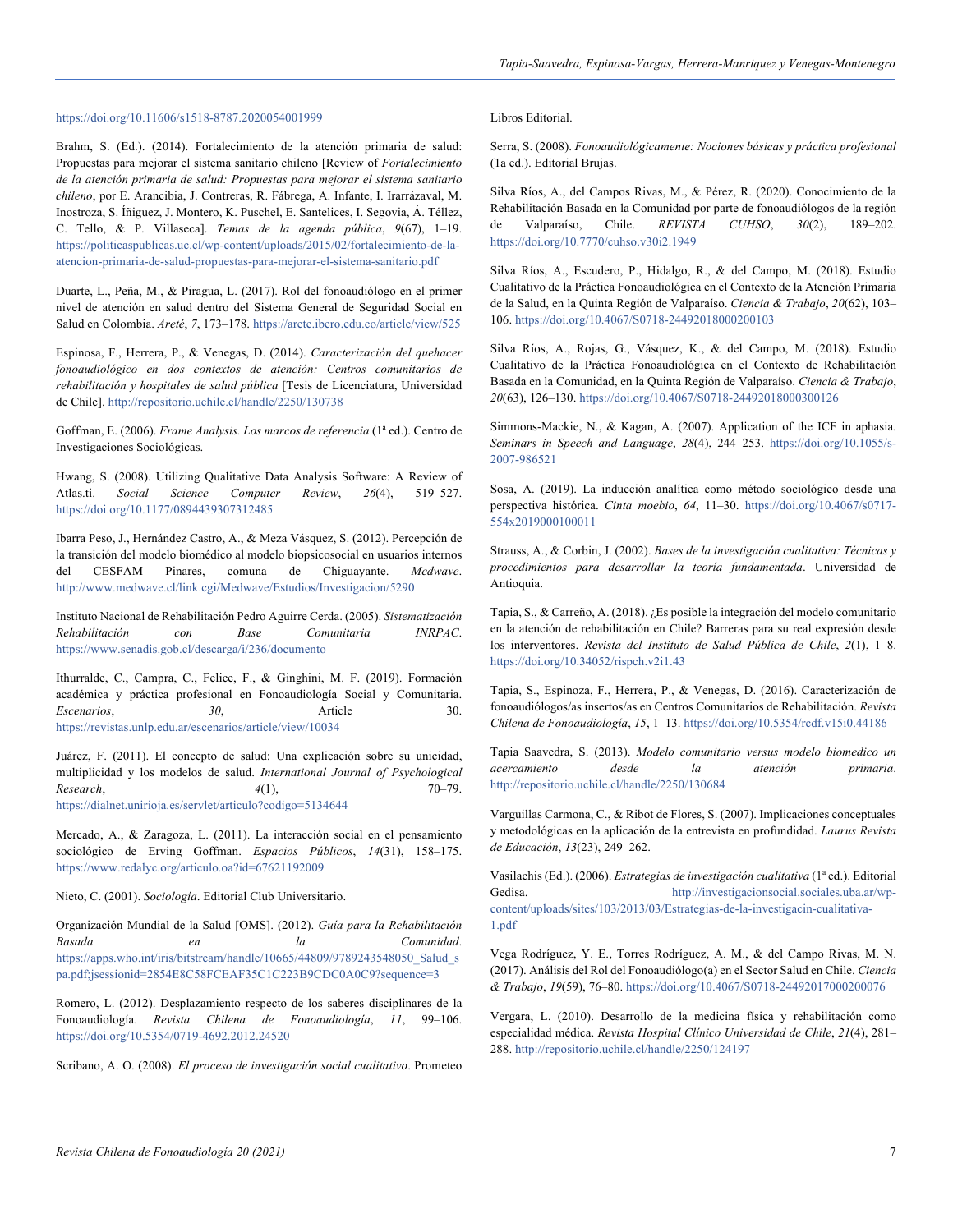https://doi.org/10.11606/s1518-8787.2020054001999

Brahm, S. (Ed.). (2014). Fortalecimiento de la atención primaria de salud: Propuestas para mejorar el sistema sanitario chileno [Review of *Fortalecimiento de la atención primaria de salud: Propuestas para mejorar el sistema sanitario chileno*, por E. Arancibia, J. Contreras, R. Fábrega, A. Infante, I. Irarrázaval, M. Inostroza, S. Íñiguez, J. Montero, K. Puschel, E. Santelices, I. Segovia, Á. Téllez, C. Tello, & P. Villaseca]. *Temas de la agenda pública*, *9*(67), 1–19. https://politicaspublicas.uc.cl/wp-content/uploads/2015/02/fortalecimiento-de-la-atencion-primaria-de-salud-propuestas-para-mejorar-el-sistema-sanitario.pdf

Duarte, L., Peña, M., & Piragua, L. (2017). Rol del fonoaudiólogo en el primer nivel de atención en salud dentro del Sistema General de Seguridad Social en Salud en Colombia. *Areté*, *7*, 173–178. https://arete.ibero.edu.co/article/view/525

Espinosa, F., Herrera, P., & Venegas, D. (2014). *Caracterización del quehacer fonoaudiológico en dos contextos de atención: Centros comunitarios de rehabilitación y hospitales de salud pública* [Tesis de Licenciatura, Universidad de Chile]. http://repositorio.uchile.cl/handle/2250/130738

Goffman, E. (2006). *Frame Analysis. Los marcos de referencia* (1ª ed.). Centro de Investigaciones Sociológicas.

Hwang, S. (2008). Utilizing Qualitative Data Analysis Software: A Review of Atlas.ti. *Social Science Computer Review*, *26*(4), 519–527. https://doi.org/10.1177/0894439307312485

Ibarra Peso, J., Hernández Castro, A., & Meza Vásquez, S. (2012). Percepción de la transición del modelo biomédico al modelo biopsicosocial en usuarios internos del CESFAM Pinares, comuna de Chiguayante. *Medwave*. http://www.medwave.cl/link.cgi/Medwave/Estudios/Investigacion/5290

Instituto Nacional de Rehabilitación Pedro Aguirre Cerda. (2005). *Sistematización Rehabilitación con Base Comunitaria INRPAC*. https://www.senadis.gob.cl/descarga/i/236/documento

Ithurralde, C., Campra, C., Felice, F., & Ginghini, M. F. (2019). Formación académica y práctica profesional en Fonoaudiología Social y Comunitaria. *Escenarios*, *30*, Article 30. https://revistas.unlp.edu.ar/escenarios/article/view/10034

Juárez, F. (2011). El concepto de salud: Una explicación sobre su unicidad, multiplicidad y los modelos de salud. *International Journal of Psychological Research*, *4*(1), 70–79. https://dialnet.unirioja.es/servlet/articulo?codigo=5134644

Mercado, A., & Zaragoza, L. (2011). La interacción social en el pensamiento sociológico de Erving Goffman. *Espacios Públicos*, *14*(31), 158–175. https://www.redalyc.org/articulo.oa?id=67621192009

Nieto, C. (2001). *Sociología*. Editorial Club Universitario.

Organización Mundial de la Salud [OMS]. (2012). *Guía para la Rehabilitación Basada en la Comunidad*. https://apps.who.int/iris/bitstream/handle/10665/44809/9789243548050_Salud_spa.pdf;jsessionid=2854E8C58FCEAF35C1C223B9CDC0A0C9?sequence=3

Romero, L. (2012). Desplazamiento respecto de los saberes disciplinares de la Fonoaudiología. *Revista Chilena de Fonoaudiología*, *11*, 99–106. https://doi.org/10.5354/0719-4692.2012.24520

Scribano, A. O. (2008). *El proceso de investigación social cualitativo*. Prometeo Libros Editorial.

Serra, S. (2008). *Fonoaudiológicamente: Nociones básicas y práctica profesional* (1a ed.). Editorial Brujas.

Silva Ríos, A., del Campos Rivas, M., & Pérez, R. (2020). Conocimiento de la Rehabilitación Basada en la Comunidad por parte de fonoaudiólogos de la región de Valparaíso, Chile. *REVISTA CUHSO*, *30*(2), 189–202. https://doi.org/10.7770/cuhso.v30i2.1949

Silva Ríos, A., Escudero, P., Hidalgo, R., & del Campo, M. (2018). Estudio Cualitativo de la Práctica Fonoaudiológica en el Contexto de la Atención Primaria de la Salud, en la Quinta Región de Valparaíso. *Ciencia & Trabajo*, *20*(62), 103–106. https://doi.org/10.4067/S0718-24492018000200103

Silva Ríos, A., Rojas, G., Vásquez, K., & del Campo, M. (2018). Estudio Cualitativo de la Práctica Fonoaudiológica en el Contexto de Rehabilitación Basada en la Comunidad, en la Quinta Región de Valparaíso. *Ciencia & Trabajo*, *20*(63), 126–130. https://doi.org/10.4067/S0718-24492018000300126

Simmons-Mackie, N., & Kagan, A. (2007). Application of the ICF in aphasia. *Seminars in Speech and Language*, *28*(4), 244–253. https://doi.org/10.1055/s-2007-986521

Sosa, A. (2019). La inducción analítica como método sociológico desde una perspectiva histórica. *Cinta moebio*, *64*, 11–30. https://doi.org/10.4067/s0717-554x2019000100011

Strauss, A., & Corbin, J. (2002). *Bases de la investigación cualitativa: Técnicas y procedimientos para desarrollar la teoría fundamentada*. Universidad de Antioquia.

Tapia, S., & Carreño, A. (2018). ¿Es posible la integración del modelo comunitario en la atención de rehabilitación en Chile? Barreras para su real expresión desde los interventores. *Revista del Instituto de Salud Pública de Chile*, *2*(1), 1–8. https://doi.org/10.34052/rispch.v2i1.43

Tapia, S., Espinoza, F., Herrera, P., & Venegas, D. (2016). Caracterización de fonoaudiólogos/as insertos/as en Centros Comunitarios de Rehabilitación. *Revista Chilena de Fonoaudiología*, *15*, 1–13. https://doi.org/10.5354/rcdf.v15i0.44186

Tapia Saavedra, S. (2013). *Modelo comunitario versus modelo biomedico un acercamiento desde la atención primaria*. http://repositorio.uchile.cl/handle/2250/130684

Varguillas Carmona, C., & Ribot de Flores, S. (2007). Implicaciones conceptuales y metodológicas en la aplicación de la entrevista en profundidad. *Laurus Revista de Educación*, *13*(23), 249–262.

Vasilachis (Ed.). (2006). *Estrategias de investigación cualitativa* (1ª ed.). Editorial Gedisa. http://investigacionsocial.sociales.uba.ar/wp-content/uploads/sites/103/2013/03/Estrategias-de-la-investigacin-cualitativa-1.pdf

Vega Rodríguez, Y. E., Torres Rodríguez, A. M., & del Campo Rivas, M. N. (2017). Análisis del Rol del Fonoaudiólogo(a) en el Sector Salud en Chile. *Ciencia & Trabajo*, *19*(59), 76–80. https://doi.org/10.4067/S0718-24492017000200076

Vergara, L. (2010). Desarrollo de la medicina física y rehabilitación como especialidad médica. *Revista Hospital Clínico Universidad de Chile*, *21*(4), 281–288. http://repositorio.uchile.cl/handle/2250/124197